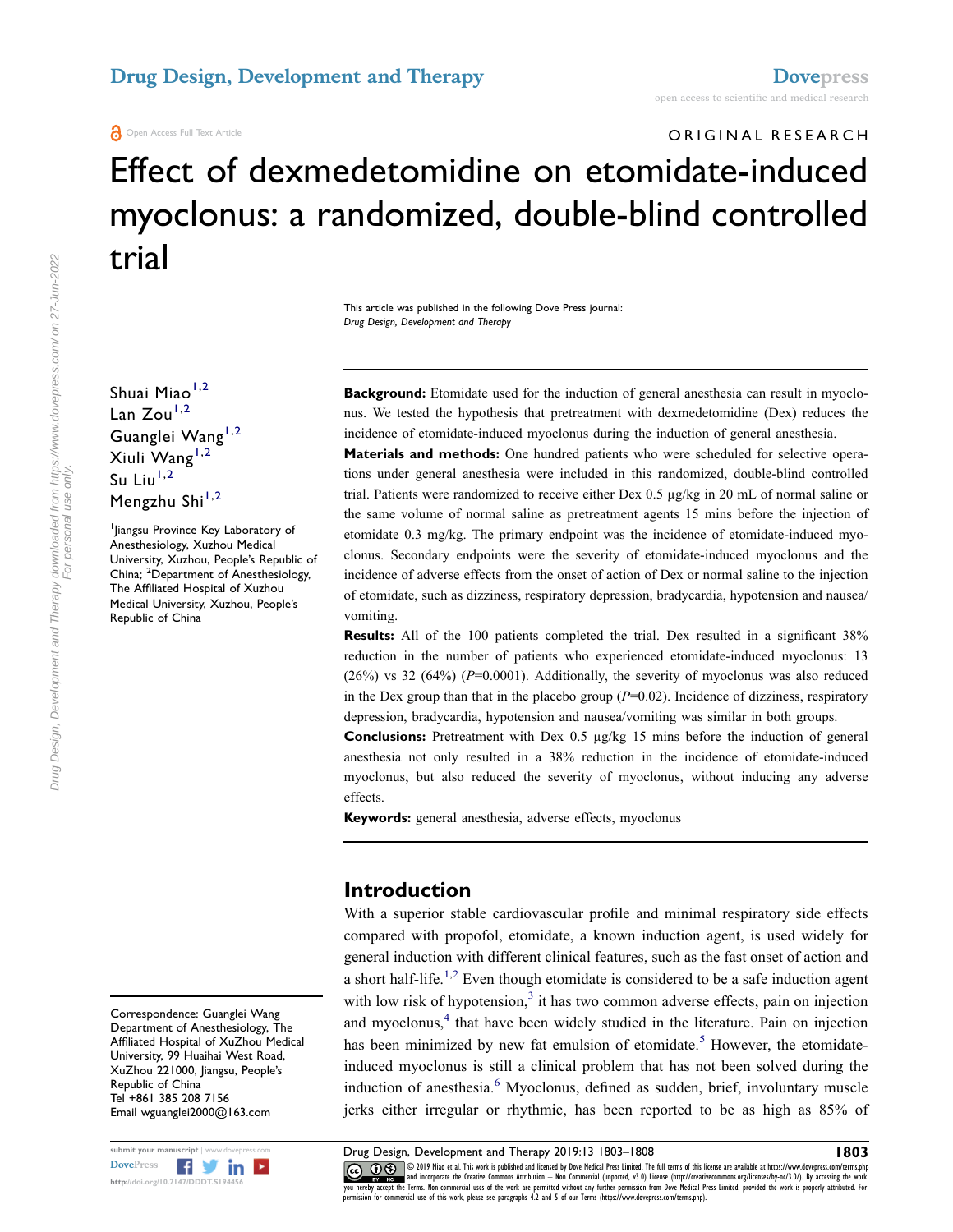ORIGINAL RESEARCH

# Effect of dexmedetomidine on etomidate-induced myoclonus: a randomized, double-blind controlled trial

This article was published in the following Dove Press journal: *Drug Design, Development and Therapy*

Shuai Miao[1,2]
Lan Zou[1,2]
Guanglei Wang[1,2]
Xiuli Wang[1,2]
Su Liu[1,2]
Mengzhu Shi[1,2]

[1]Jiangsu Province Key Laboratory of Anesthesiology, Xuzhou Medical University, Xuzhou, People's Republic of China; [2]Department of Anesthesiology, The Affiliated Hospital of Xuzhou Medical University, Xuzhou, People's Republic of China

**Background:** Etomidate used for the induction of general anesthesia can result in myoclonus. We tested the hypothesis that pretreatment with dexmedetomidine (Dex) reduces the incidence of etomidate-induced myoclonus during the induction of general anesthesia.

**Materials and methods:** One hundred patients who were scheduled for selective operations under general anesthesia were included in this randomized, double-blind controlled trial. Patients were randomized to receive either Dex 0.5 µg/kg in 20 mL of normal saline or the same volume of normal saline as pretreatment agents 15 mins before the injection of etomidate 0.3 mg/kg. The primary endpoint was the incidence of etomidate-induced myoclonus. Secondary endpoints were the severity of etomidate-induced myoclonus and the incidence of adverse effects from the onset of action of Dex or normal saline to the injection of etomidate, such as dizziness, respiratory depression, bradycardia, hypotension and nausea/vomiting.

**Results:** All of the 100 patients completed the trial. Dex resulted in a significant 38% reduction in the number of patients who experienced etomidate-induced myoclonus: 13 (26%) vs 32 (64%) ($P$=0.0001). Additionally, the severity of myoclonus was also reduced in the Dex group than that in the placebo group ($P$=0.02). Incidence of dizziness, respiratory depression, bradycardia, hypotension and nausea/vomiting was similar in both groups.

**Conclusions:** Pretreatment with Dex 0.5 µg/kg 15 mins before the induction of general anesthesia not only resulted in a 38% reduction in the incidence of etomidate-induced myoclonus, but also reduced the severity of myoclonus, without inducing any adverse effects.

**Keywords:** general anesthesia, adverse effects, myoclonus

## Introduction

With a superior stable cardiovascular profile and minimal respiratory side effects compared with propofol, etomidate, a known induction agent, is used widely for general induction with different clinical features, such as the fast onset of action and a short half-life.[1,2] Even though etomidate is considered to be a safe induction agent with low risk of hypotension,[3] it has two common adverse effects, pain on injection and myoclonus,[4] that have been widely studied in the literature. Pain on injection has been minimized by new fat emulsion of etomidate.[5] However, the etomidate-induced myoclonus is still a clinical problem that has not been solved during the induction of anesthesia.[6] Myoclonus, defined as sudden, brief, involuntary muscle jerks either irregular or rhythmic, has been reported to be as high as 85% of

Correspondence: Guanglei Wang
Department of Anesthesiology, The Affiliated Hospital of XuZhou Medical University, 99 Huaihai West Road, XuZhou 221000, Jiangsu, People's Republic of China
Tel +861 385 208 7156
Email wguanglei2000@163.com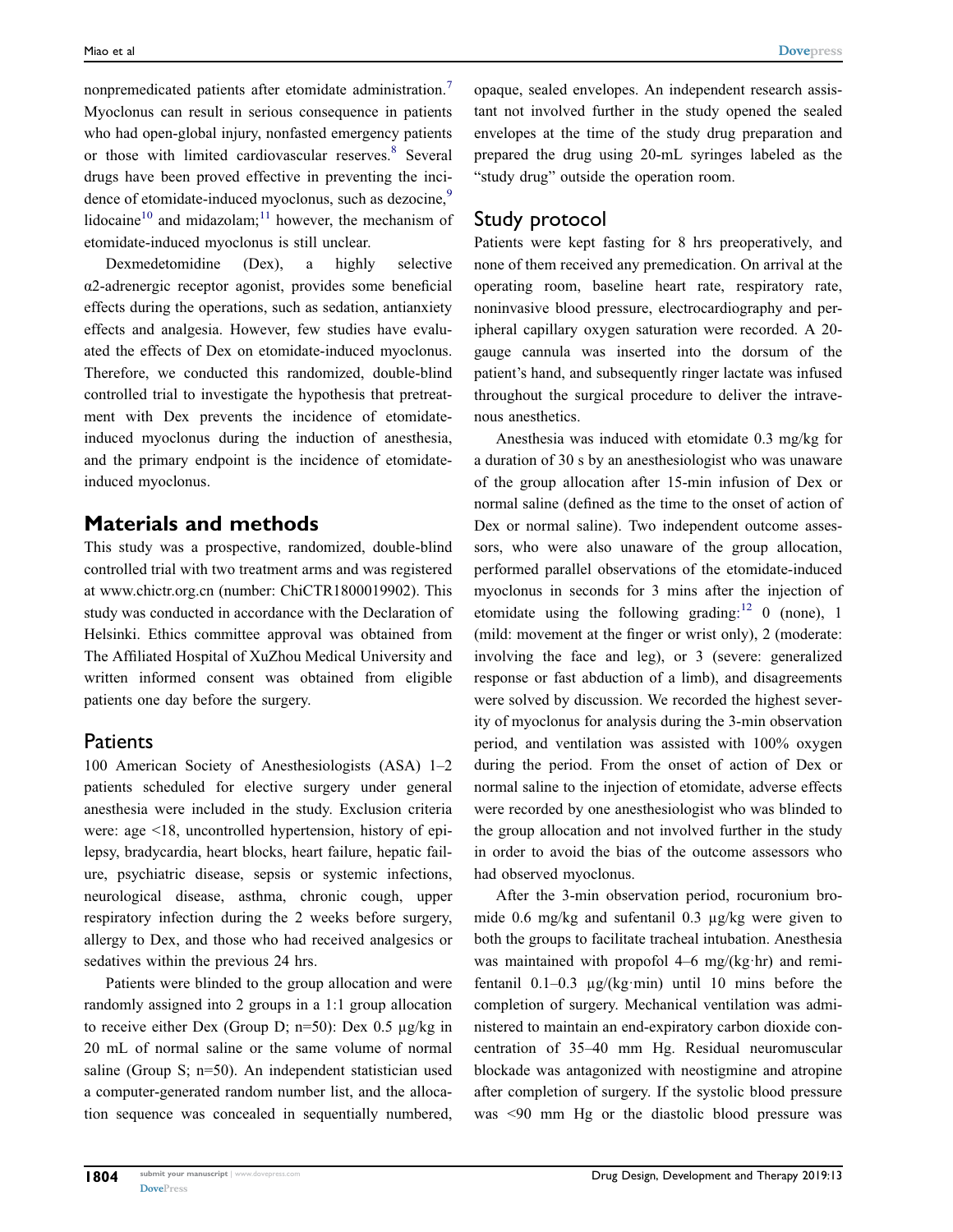nonpremedicated patients after etomidate administration.[7] Myoclonus can result in serious consequence in patients who had open-global injury, nonfasted emergency patients or those with limited cardiovascular reserves.[8] Several drugs have been proved effective in preventing the incidence of etomidate-induced myoclonus, such as dezocine,[9] lidocaine[10] and midazolam;[11] however, the mechanism of etomidate-induced myoclonus is still unclear.

Dexmedetomidine (Dex), a highly selective α2-adrenergic receptor agonist, provides some beneficial effects during the operations, such as sedation, antianxiety effects and analgesia. However, few studies have evaluated the effects of Dex on etomidate-induced myoclonus. Therefore, we conducted this randomized, double-blind controlled trial to investigate the hypothesis that pretreatment with Dex prevents the incidence of etomidate-induced myoclonus during the induction of anesthesia, and the primary endpoint is the incidence of etomidate-induced myoclonus.

## Materials and methods

This study was a prospective, randomized, double-blind controlled trial with two treatment arms and was registered at www.chictr.org.cn (number: ChiCTR1800019902). This study was conducted in accordance with the Declaration of Helsinki. Ethics committee approval was obtained from The Affiliated Hospital of XuZhou Medical University and written informed consent was obtained from eligible patients one day before the surgery.

### Patients

100 American Society of Anesthesiologists (ASA) 1–2 patients scheduled for elective surgery under general anesthesia were included in the study. Exclusion criteria were: age <18, uncontrolled hypertension, history of epilepsy, bradycardia, heart blocks, heart failure, hepatic failure, psychiatric disease, sepsis or systemic infections, neurological disease, asthma, chronic cough, upper respiratory infection during the 2 weeks before surgery, allergy to Dex, and those who had received analgesics or sedatives within the previous 24 hrs.

Patients were blinded to the group allocation and were randomly assigned into 2 groups in a 1:1 group allocation to receive either Dex (Group D; n=50): Dex 0.5 μg/kg in 20 mL of normal saline or the same volume of normal saline (Group S; n=50). An independent statistician used a computer-generated random number list, and the allocation sequence was concealed in sequentially numbered, opaque, sealed envelopes. An independent research assistant not involved further in the study opened the sealed envelopes at the time of the study drug preparation and prepared the drug using 20-mL syringes labeled as the "study drug" outside the operation room.

### Study protocol

Patients were kept fasting for 8 hrs preoperatively, and none of them received any premedication. On arrival at the operating room, baseline heart rate, respiratory rate, noninvasive blood pressure, electrocardiography and peripheral capillary oxygen saturation were recorded. A 20-gauge cannula was inserted into the dorsum of the patient's hand, and subsequently ringer lactate was infused throughout the surgical procedure to deliver the intravenous anesthetics.

Anesthesia was induced with etomidate 0.3 mg/kg for a duration of 30 s by an anesthesiologist who was unaware of the group allocation after 15-min infusion of Dex or normal saline (defined as the time to the onset of action of Dex or normal saline). Two independent outcome assessors, who were also unaware of the group allocation, performed parallel observations of the etomidate-induced myoclonus in seconds for 3 mins after the injection of etomidate using the following grading:[12] 0 (none), 1 (mild: movement at the finger or wrist only), 2 (moderate: involving the face and leg), or 3 (severe: generalized response or fast abduction of a limb), and disagreements were solved by discussion. We recorded the highest severity of myoclonus for analysis during the 3-min observation period, and ventilation was assisted with 100% oxygen during the period. From the onset of action of Dex or normal saline to the injection of etomidate, adverse effects were recorded by one anesthesiologist who was blinded to the group allocation and not involved further in the study in order to avoid the bias of the outcome assessors who had observed myoclonus.

After the 3-min observation period, rocuronium bromide 0.6 mg/kg and sufentanil 0.3 μg/kg were given to both the groups to facilitate tracheal intubation. Anesthesia was maintained with propofol 4–6 mg/(kg·hr) and remifentanil 0.1–0.3 μg/(kg·min) until 10 mins before the completion of surgery. Mechanical ventilation was administered to maintain an end-expiratory carbon dioxide concentration of 35–40 mm Hg. Residual neuromuscular blockade was antagonized with neostigmine and atropine after completion of surgery. If the systolic blood pressure was <90 mm Hg or the diastolic blood pressure was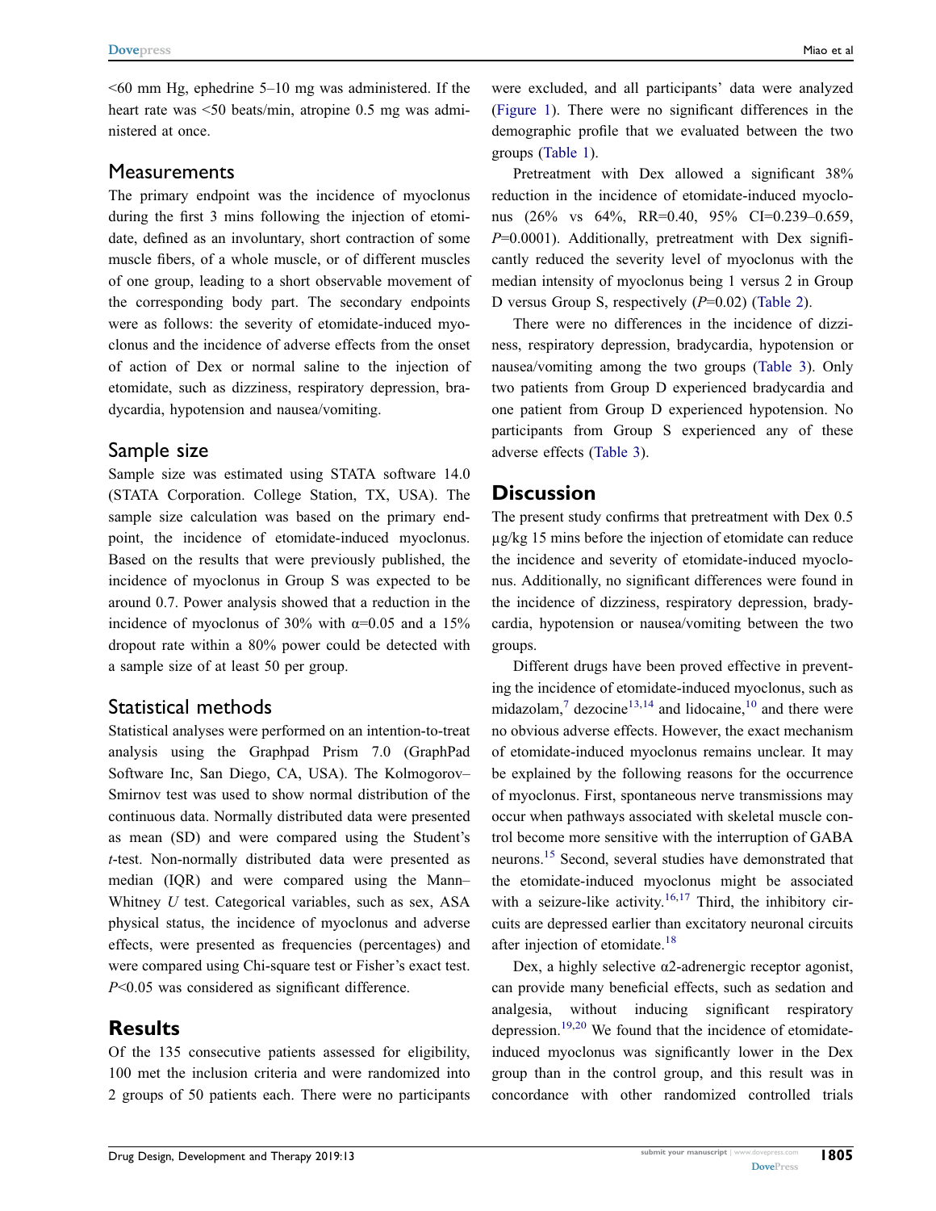<60 mm Hg, ephedrine 5–10 mg was administered. If the heart rate was <50 beats/min, atropine 0.5 mg was administered at once.

## Measurements

The primary endpoint was the incidence of myoclonus during the first 3 mins following the injection of etomidate, defined as an involuntary, short contraction of some muscle fibers, of a whole muscle, or of different muscles of one group, leading to a short observable movement of the corresponding body part. The secondary endpoints were as follows: the severity of etomidate-induced myoclonus and the incidence of adverse effects from the onset of action of Dex or normal saline to the injection of etomidate, such as dizziness, respiratory depression, bradycardia, hypotension and nausea/vomiting.

## Sample size

Sample size was estimated using STATA software 14.0 (STATA Corporation. College Station, TX, USA). The sample size calculation was based on the primary endpoint, the incidence of etomidate-induced myoclonus. Based on the results that were previously published, the incidence of myoclonus in Group S was expected to be around 0.7. Power analysis showed that a reduction in the incidence of myoclonus of 30% with $\alpha$=0.05 and a 15% dropout rate within a 80% power could be detected with a sample size of at least 50 per group.

## Statistical methods

Statistical analyses were performed on an intention-to-treat analysis using the Graphpad Prism 7.0 (GraphPad Software Inc, San Diego, CA, USA). The Kolmogorov–Smirnov test was used to show normal distribution of the continuous data. Normally distributed data were presented as mean (SD) and were compared using the Student's *t*-test. Non-normally distributed data were presented as median (IQR) and were compared using the Mann–Whitney *U* test. Categorical variables, such as sex, ASA physical status, the incidence of myoclonus and adverse effects, were presented as frequencies (percentages) and were compared using Chi-square test or Fisher's exact test. $P$<0.05 was considered as significant difference.

# Results

Of the 135 consecutive patients assessed for eligibility, 100 met the inclusion criteria and were randomized into 2 groups of 50 patients each. There were no participants were excluded, and all participants' data were analyzed (Figure 1). There were no significant differences in the demographic profile that we evaluated between the two groups (Table 1).

Pretreatment with Dex allowed a significant 38% reduction in the incidence of etomidate-induced myoclonus (26% vs 64%, RR=0.40, 95% CI=0.239–0.659, $P$=0.0001). Additionally, pretreatment with Dex significantly reduced the severity level of myoclonus with the median intensity of myoclonus being 1 versus 2 in Group D versus Group S, respectively ($P$=0.02) (Table 2).

There were no differences in the incidence of dizziness, respiratory depression, bradycardia, hypotension or nausea/vomiting among the two groups (Table 3). Only two patients from Group D experienced bradycardia and one patient from Group D experienced hypotension. No participants from Group S experienced any of these adverse effects (Table 3).

# Discussion

The present study confirms that pretreatment with Dex 0.5 μg/kg 15 mins before the injection of etomidate can reduce the incidence and severity of etomidate-induced myoclonus. Additionally, no significant differences were found in the incidence of dizziness, respiratory depression, bradycardia, hypotension or nausea/vomiting between the two groups.

Different drugs have been proved effective in preventing the incidence of etomidate-induced myoclonus, such as midazolam,[7] dezocine[13,14] and lidocaine,[10] and there were no obvious adverse effects. However, the exact mechanism of etomidate-induced myoclonus remains unclear. It may be explained by the following reasons for the occurrence of myoclonus. First, spontaneous nerve transmissions may occur when pathways associated with skeletal muscle control become more sensitive with the interruption of GABA neurons.[15] Second, several studies have demonstrated that the etomidate-induced myoclonus might be associated with a seizure-like activity.[16,17] Third, the inhibitory circuits are depressed earlier than excitatory neuronal circuits after injection of etomidate.[18]

Dex, a highly selective α2-adrenergic receptor agonist, can provide many beneficial effects, such as sedation and analgesia, without inducing significant respiratory depression.[19,20] We found that the incidence of etomidate-induced myoclonus was significantly lower in the Dex group than in the control group, and this result was in concordance with other randomized controlled trials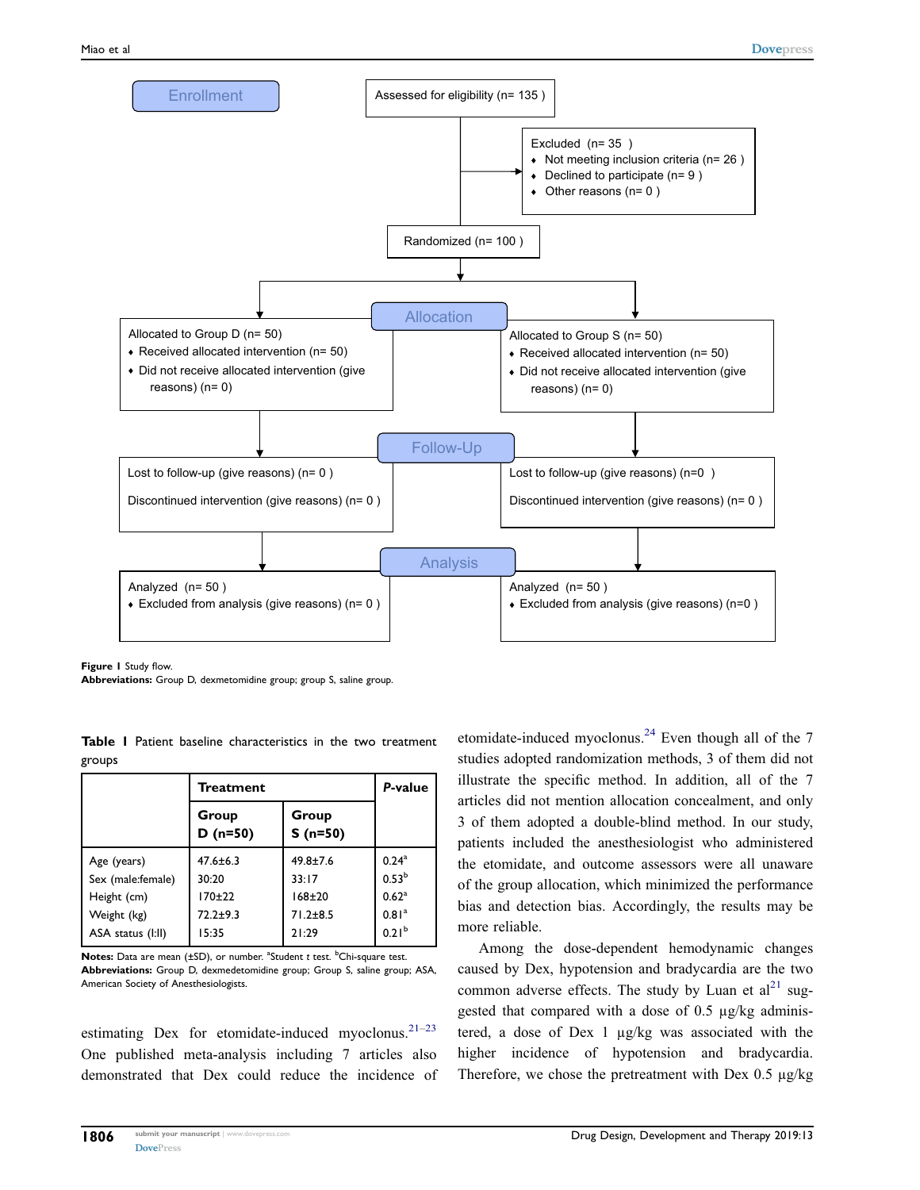Enrollment

Assessed for eligibility (n= 135 )

Excluded (n= 35 )
- Not meeting inclusion criteria (n= 26 )
- Declined to participate (n= 9 )
- Other reasons (n= 0 )

Randomized (n= 100 )

Allocation

Allocated to Group D (n= 50)
- Received allocated intervention (n= 50)
- Did not receive allocated intervention (give reasons) (n= 0)

Allocated to Group S (n= 50)
- Received allocated intervention (n= 50)
- Did not receive allocated intervention (give reasons) (n= 0)

Follow-Up

Lost to follow-up (give reasons) (n= 0 )

Discontinued intervention (give reasons) (n= 0 )

Lost to follow-up (give reasons) (n=0 )

Discontinued intervention (give reasons) (n= 0 )

Analysis

Analyzed (n= 50 )
- Excluded from analysis (give reasons) (n= 0 )

Analyzed (n= 50 )
- Excluded from analysis (give reasons) (n=0 )

**Figure 1** Study flow.
**Abbreviations:** Group D, dexmetomidine group; group S, saline group.

**Table 1** Patient baseline characteristics in the two treatment groups

| | Treatment | | *P*-value |
|---|---|---|---|
| | Group D (n=50) | Group S (n=50) | |
| Age (years) | 47.6±6.3 | 49.8±7.6 | 0.24[a] |
| Sex (male:female) | 30:20 | 33:17 | 0.53[b] |
| Height (cm) | 170±22 | 168±20 | 0.62[a] |
| Weight (kg) | 72.2±9.3 | 71.2±8.5 | 0.81[a] |
| ASA status (I:II) | 15:35 | 21:29 | 0.21[b] |

**Notes:** Data are mean (±SD), or number. [a]Student *t* test. [b]Chi-square test.
**Abbreviations:** Group D, dexmedetomidine group; Group S, saline group; ASA, American Society of Anesthesiologists.

estimating Dex for etomidate-induced myoclonus.[21–23] One published meta-analysis including 7 articles also demonstrated that Dex could reduce the incidence of etomidate-induced myoclonus.[24] Even though all of the 7 studies adopted randomization methods, 3 of them did not illustrate the specific method. In addition, all of the 7 articles did not mention allocation concealment, and only 3 of them adopted a double-blind method. In our study, patients included the anesthesiologist who administered the etomidate, and outcome assessors were all unaware of the group allocation, which minimized the performance bias and detection bias. Accordingly, the results may be more reliable.

Among the dose-dependent hemodynamic changes caused by Dex, hypotension and bradycardia are the two common adverse effects. The study by Luan et al[21] suggested that compared with a dose of 0.5 μg/kg administered, a dose of Dex 1 μg/kg was associated with the higher incidence of hypotension and bradycardia. Therefore, we chose the pretreatment with Dex 0.5 μg/kg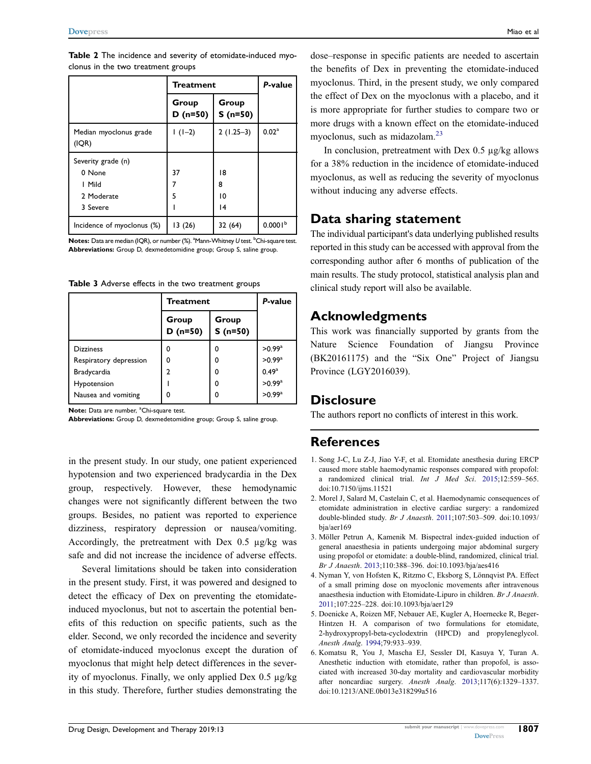**Table 2** The incidence and severity of etomidate-induced myoclonus in the two treatment groups

| | Treatment | | *P*-value |
|---|---|---|---|
| | Group D (n=50) | Group S (n=50) | |
| Median myoclonus grade (IQR) | 1 (1–2) | 2 (1.25–3) | 0.02[a] |
| Severity grade (n) | | | |
| 0 None | 37 | 18 | |
| 1 Mild | 7 | 8 | |
| 2 Moderate | 5 | 10 | |
| 3 Severe | 1 | 14 | |
| Incidence of myoclonus (%) | 13 (26) | 32 (64) | 0.0001[b] |

**Notes:** Data are median (IQR), or number (%). [a]Mann-Whitney *U* test. [b]Chi-square test.
**Abbreviations:** Group D, dexmedetomidine group; Group S, saline group.

**Table 3** Adverse effects in the two treatment groups

| | Treatment | | *P*-value |
|---|---|---|---|
| | Group D (n=50) | Group S (n=50) | |
| Dizziness | 0 | 0 | >0.99[a] |
| Respiratory depression | 0 | 0 | >0.99[a] |
| Bradycardia | 2 | 0 | 0.49[a] |
| Hypotension | 1 | 0 | >0.99[a] |
| Nausea and vomiting | 0 | 0 | >0.99[a] |

**Note:** Data are number, [a]Chi-square test.
**Abbreviations:** Group D, dexmedetomidine group; Group S, saline group.

in the present study. In our study, one patient experienced hypotension and two experienced bradycardia in the Dex group, respectively. However, these hemodynamic changes were not significantly different between the two groups. Besides, no patient was reported to experience dizziness, respiratory depression or nausea/vomiting. Accordingly, the pretreatment with Dex 0.5 μg/kg was safe and did not increase the incidence of adverse effects.

Several limitations should be taken into consideration in the present study. First, it was powered and designed to detect the efficacy of Dex on preventing the etomidate-induced myoclonus, but not to ascertain the potential benefits of this reduction on specific patients, such as the elder. Second, we only recorded the incidence and severity of etomidate-induced myoclonus except the duration of myoclonus that might help detect differences in the severity of myoclonus. Finally, we only applied Dex 0.5 μg/kg in this study. Therefore, further studies demonstrating the dose–response in specific patients are needed to ascertain the benefits of Dex in preventing the etomidate-induced myoclonus. Third, in the present study, we only compared the effect of Dex on the myoclonus with a placebo, and it is more appropriate for further studies to compare two or more drugs with a known effect on the etomidate-induced myoclonus, such as midazolam.[23]

In conclusion, pretreatment with Dex 0.5 μg/kg allows for a 38% reduction in the incidence of etomidate-induced myoclonus, as well as reducing the severity of myoclonus without inducing any adverse effects.

## Data sharing statement

The individual participant's data underlying published results reported in this study can be accessed with approval from the corresponding author after 6 months of publication of the main results. The study protocol, statistical analysis plan and clinical study report will also be available.

## Acknowledgments

This work was financially supported by grants from the Nature Science Foundation of Jiangsu Province (BK20161175) and the "Six One" Project of Jiangsu Province (LGY2016039).

## Disclosure

The authors report no conflicts of interest in this work.

## References

1. Song J-C, Lu Z-J, Jiao Y-F, et al. Etomidate anesthesia during ERCP caused more stable haemodynamic responses compared with propofol: a randomized clinical trial. *Int J Med Sci*. 2015;12:559–565. doi:10.7150/ijms.11521
2. Morel J, Salard M, Castelain C, et al. Haemodynamic consequences of etomidate administration in elective cardiac surgery: a randomized double-blinded study. *Br J Anaesth*. 2011;107:503–509. doi:10.1093/bja/aer169
3. Möller Petrun A, Kamenik M. Bispectral index-guided induction of general anaesthesia in patients undergoing major abdominal surgery using propofol or etomidate: a double-blind, randomized, clinical trial. *Br J Anaesth*. 2013;110:388–396. doi:10.1093/bja/aes416
4. Nyman Y, von Hofsten K, Ritzmo C, Eksborg S, Lönnqvist PA. Effect of a small priming dose on myoclonic movements after intravenous anaesthesia induction with Etomidate-Lipuro in children. *Br J Anaesth*. 2011;107:225–228. doi:10.1093/bja/aer129
5. Doenicke A, Roizen MF, Nebauer AE, Kugler A, Hoernecke R, Beger-Hintzen H. A comparison of two formulations for etomidate, 2-hydroxypropyl-beta-cyclodextrin (HPCD) and propyleneglycol. *Anesth Analg*. 1994;79:933–939.
6. Komatsu R, You J, Mascha EJ, Sessler DI, Kasuya Y, Turan A. Anesthetic induction with etomidate, rather than propofol, is associated with increased 30-day mortality and cardiovascular morbidity after noncardiac surgery. *Anesth Analg*. 2013;117(6):1329–1337. doi:10.1213/ANE.0b013e318299a516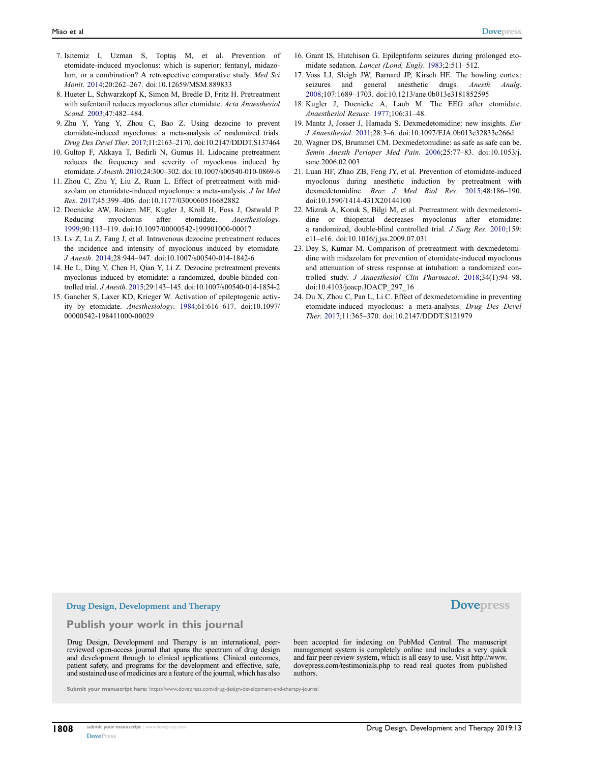7. Isitemiz I, Uzman S, Toptaş M, et al. Prevention of etomidate-induced myoclonus: which is superior: fentanyl, midazolam, or a combination? A retrospective comparative study. *Med Sci Monit*. 2014;20:262–267. doi:10.12659/MSM.889833
8. Hueter L, Schwarzkopf K, Simon M, Bredle D, Fritz H. Pretreatment with sufentanil reduces myoclonus after etomidate. *Acta Anaesthesiol Scand*. 2003;47:482–484.
9. Zhu Y, Yang Y, Zhou C, Bao Z. Using dezocine to prevent etomidate-induced myoclonus: a meta-analysis of randomized trials. *Drug Des Devel Ther*. 2017;11:2163–2170. doi:10.2147/DDDT.S137464
10. Gultop F, Akkaya T, Bedirli N, Gumus H. Lidocaine pretreatment reduces the frequency and severity of myoclonus induced by etomidate. *J Anesth*. 2010;24:300–302. doi:10.1007/s00540-010-0869-6
11. Zhou C, Zhu Y, Liu Z, Ruan L. Effect of pretreatment with midazolam on etomidate-induced myoclonus: a meta-analysis. *J Int Med Res*. 2017;45:399–406. doi:10.1177/0300060516682882
12. Doenicke AW, Roizen MF, Kugler J, Kroll H, Foss J, Ostwald P. Reducing myoclonus after etomidate. *Anesthesiology*. 1999;90:113–119. doi:10.1097/00000542-199901000-00017
13. Lv Z, Lu Z, Fang J, et al. Intravenous dezocine pretreatment reduces the incidence and intensity of myoclonus induced by etomidate. *J Anesth*. 2014;28:944–947. doi:10.1007/s00540-014-1842-6
14. He L, Ding Y, Chen H, Qian Y, Li Z. Dezocine pretreatment prevents myoclonus induced by etomidate: a randomized, double-blinded controlled trial. *J Anesth*. 2015;29:143–145. doi:10.1007/s00540-014-1854-2
15. Gancher S, Laxer KD, Krieger W. Activation of epileptogenic activity by etomidate. *Anesthesiology*. 1984;61:616–617. doi:10.1097/00000542-198411000-00029
16. Grant IS, Hutchison G. Epileptiform seizures during prolonged etomidate sedation. *Lancet (Lond, Engl)*. 1983;2:511–512.
17. Voss LJ, Sleigh JW, Barnard JP, Kirsch HE. The howling cortex: seizures and general anesthetic drugs. *Anesth Analg*. 2008;107:1689–1703. doi:10.1213/ane.0b013e3181852595
18. Kugler J, Doenicke A, Laub M. The EEG after etomidate. *Anaesthesiol Resusc*. 1977;106:31–48.
19. Mantz J, Josser J, Hamada S. Dexmedetomidine: new insights. *Eur J Anaesthesiol*. 2011;28:3–6. doi:10.1097/EJA.0b013e32833e266d
20. Wagner DS, Brummet CM. Dexmedetomidine: as safe as safe can be. *Semin Anesth Perioper Med Pain*. 2006;25:77–83. doi:10.1053/j.sane.2006.02.003
21. Luan HF, Zhao ZB, Feng JY, et al. Prevention of etomidate-induced myoclonus during anesthetic induction by pretreatment with dexmedetomidine. *Braz J Med Biol Res*. 2015;48:186–190. doi:10.1590/1414-431X20144100
22. Mizrak A, Koruk S, Bilgi M, et al. Pretreatment with dexmedetomidine or thiopental decreases myoclonus after etomidate: a randomized, double-blind controlled trial. *J Surg Res*. 2010;159:e11–e16. doi:10.1016/j.jss.2009.07.031
23. Dey S, Kumar M. Comparison of pretreatment with dexmedetomidine with midazolam for prevention of etomidate-induced myoclonus and attenuation of stress response at intubation: a randomized controlled study. *J Anaesthesiol Clin Pharmacol*. 2018;34(1):94–98. doi:10.4103/joacp.JOACP_297_16
24. Du X, Zhou C, Pan L, Li C. Effect of dexmedetomidine in preventing etomidate-induced myoclonus: a meta-analysis. *Drug Des Devel Ther*. 2017;11:365–370. doi:10.2147/DDDT.S121979

**Drug Design, Development and Therapy**

**Publish your work in this journal**

Drug Design, Development and Therapy is an international, peer-reviewed open-access journal that spans the spectrum of drug design and development through to clinical applications. Clinical outcomes, patient safety, and programs for the development and effective, safe, and sustained use of medicines are a feature of the journal, which has also been accepted for indexing on PubMed Central. The manuscript management system is completely online and includes a very quick and fair peer-review system, which is all easy to use. Visit http://www.dovepress.com/testimonials.php to read real quotes from published authors.

**Submit your manuscript here:** https://www.dovepress.com/drug-design-development-and-therapy-journal